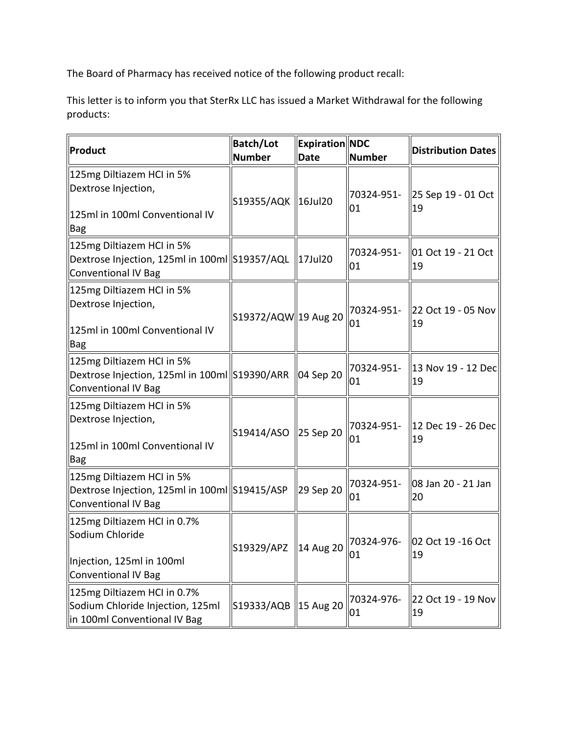The Board of Pharmacy has received notice of the following product recall:

This letter is to inform you that SterRx LLC has issued a Market Withdrawal for the following products:

| Product | Batch/Lot Number | Expiration Date | NDC Number | Distribution Dates |
|---|---|---|---|---|
| 125mg Diltiazem HCl in 5% Dextrose Injection,<br><br>125ml in 100ml Conventional IV Bag | S19355/AQK | 16Jul20 | 70324-951-01 | 25 Sep 19 - 01 Oct 19 |
| 125mg Diltiazem HCl in 5% Dextrose Injection, 125ml in 100ml Conventional IV Bag | S19357/AQL | 17Jul20 | 70324-951-01 | 01 Oct 19 - 21 Oct 19 |
| 125mg Diltiazem HCl in 5% Dextrose Injection,<br><br>125ml in 100ml Conventional IV Bag | S19372/AQW | 19 Aug 20 | 70324-951-01 | 22 Oct 19 - 05 Nov 19 |
| 125mg Diltiazem HCl in 5% Dextrose Injection, 125ml in 100ml Conventional IV Bag | S19390/ARR | 04 Sep 20 | 70324-951-01 | 13 Nov 19 - 12 Dec 19 |
| 125mg Diltiazem HCl in 5% Dextrose Injection,<br><br>125ml in 100ml Conventional IV Bag | S19414/ASO | 25 Sep 20 | 70324-951-01 | 12 Dec 19 - 26 Dec 19 |
| 125mg Diltiazem HCl in 5% Dextrose Injection, 125ml in 100ml Conventional IV Bag | S19415/ASP | 29 Sep 20 | 70324-951-01 | 08 Jan 20 - 21 Jan 20 |
| 125mg Diltiazem HCl in 0.7% Sodium Chloride<br><br>Injection, 125ml in 100ml Conventional IV Bag | S19329/APZ | 14 Aug 20 | 70324-976-01 | 02 Oct 19 -16 Oct 19 |
| 125mg Diltiazem HCl in 0.7% Sodium Chloride Injection, 125ml in 100ml Conventional IV Bag | S19333/AQB | 15 Aug 20 | 70324-976-01 | 22 Oct 19 - 19 Nov 19 |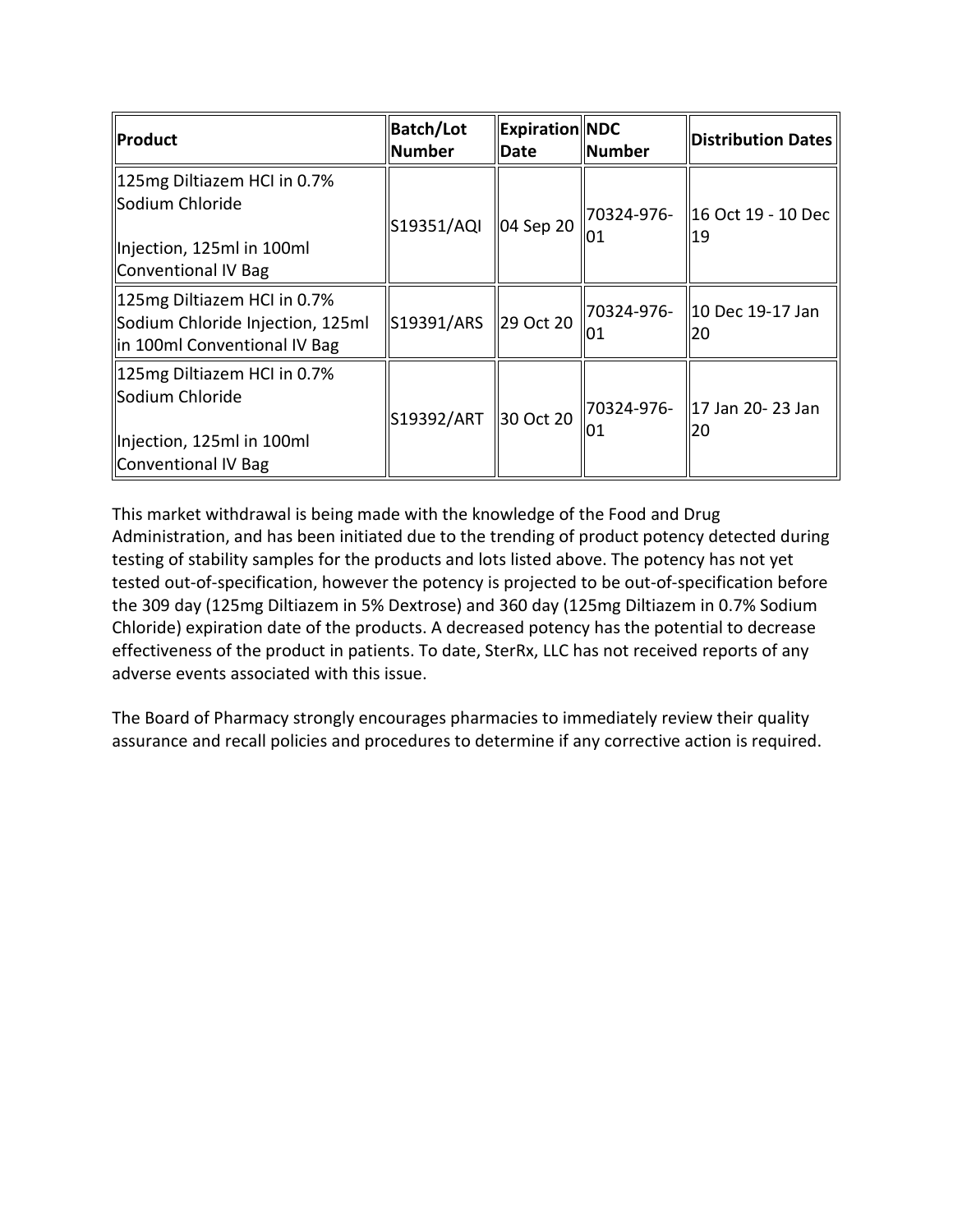| Product | Batch/Lot Number | Expiration Date | NDC Number | Distribution Dates |
|---|---|---|---|---|
| 125mg Diltiazem HCI in 0.7% Sodium Chloride<br><br>Injection, 125ml in 100ml Conventional IV Bag | S19351/AQI | 04 Sep 20 | 70324-976-01 | 16 Oct 19 - 10 Dec 19 |
| 125mg Diltiazem HCI in 0.7% Sodium Chloride Injection, 125ml in 100ml Conventional IV Bag | S19391/ARS | 29 Oct 20 | 70324-976-01 | 10 Dec 19-17 Jan 20 |
| 125mg Diltiazem HCI in 0.7% Sodium Chloride<br><br>Injection, 125ml in 100ml Conventional IV Bag | S19392/ART | 30 Oct 20 | 70324-976-01 | 17 Jan 20- 23 Jan 20 |

This market withdrawal is being made with the knowledge of the Food and Drug Administration, and has been initiated due to the trending of product potency detected during testing of stability samples for the products and lots listed above. The potency has not yet tested out-of-specification, however the potency is projected to be out-of-specification before the 309 day (125mg Diltiazem in 5% Dextrose) and 360 day (125mg Diltiazem in 0.7% Sodium Chloride) expiration date of the products. A decreased potency has the potential to decrease effectiveness of the product in patients. To date, SterRx, LLC has not received reports of any adverse events associated with this issue.

The Board of Pharmacy strongly encourages pharmacies to immediately review their quality assurance and recall policies and procedures to determine if any corrective action is required.